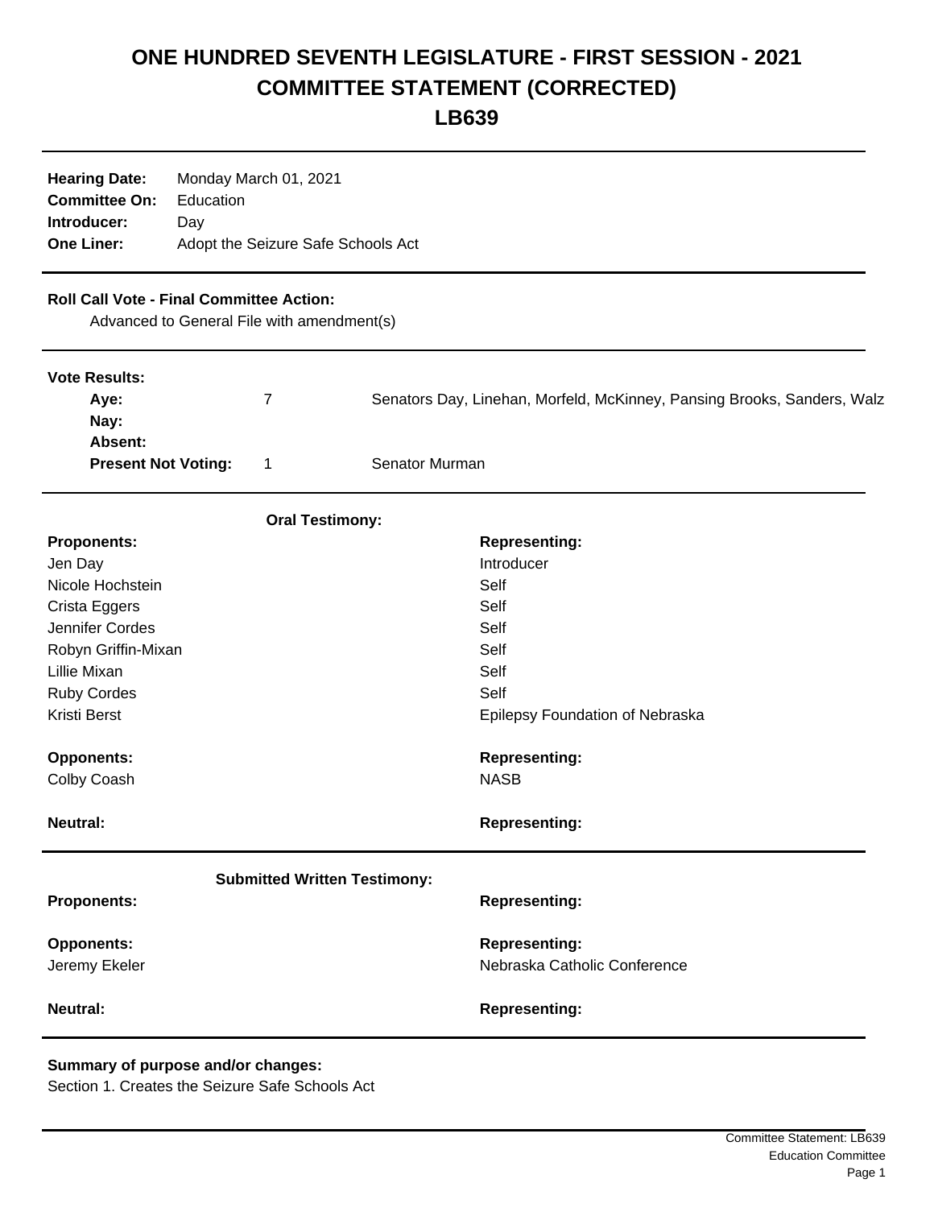# ONE HUNDRED SEVENTH LEGISLATURE - FIRST SESSION - 2021
# COMMITTEE STATEMENT (CORRECTED)
# LB639

**Hearing Date:** Monday March 01, 2021
**Committee On:** Education
**Introducer:** Day
**One Liner:** Adopt the Seizure Safe Schools Act

**Roll Call Vote - Final Committee Action:**
Advanced to General File with amendment(s)

**Vote Results:**

| | | |
|---|---|---|
| **Aye:** | 7 | Senators Day, Linehan, Morfeld, McKinney, Pansing Brooks, Sanders, Walz |
| **Nay:** | | |
| **Absent:** | | |
| **Present Not Voting:** | 1 | Senator Murman |

**Oral Testimony:**

| **Proponents:** | **Representing:** |
|---|---|
| Jen Day | Introducer |
| Nicole Hochstein | Self |
| Crista Eggers | Self |
| Jennifer Cordes | Self |
| Robyn Griffin-Mixan | Self |
| Lillie Mixan | Self |
| Ruby Cordes | Self |
| Kristi Berst | Epilepsy Foundation of Nebraska |

| **Opponents:** | **Representing:** |
|---|---|
| Colby Coash | NASB |

| **Neutral:** | **Representing:** |
|---|---|

**Submitted Written Testimony:**

| **Proponents:** | **Representing:** |
|---|---|

| **Opponents:** | **Representing:** |
|---|---|
| Jeremy Ekeler | Nebraska Catholic Conference |

| **Neutral:** | **Representing:** |
|---|---|

**Summary of purpose and/or changes:**
Section 1. Creates the Seizure Safe Schools Act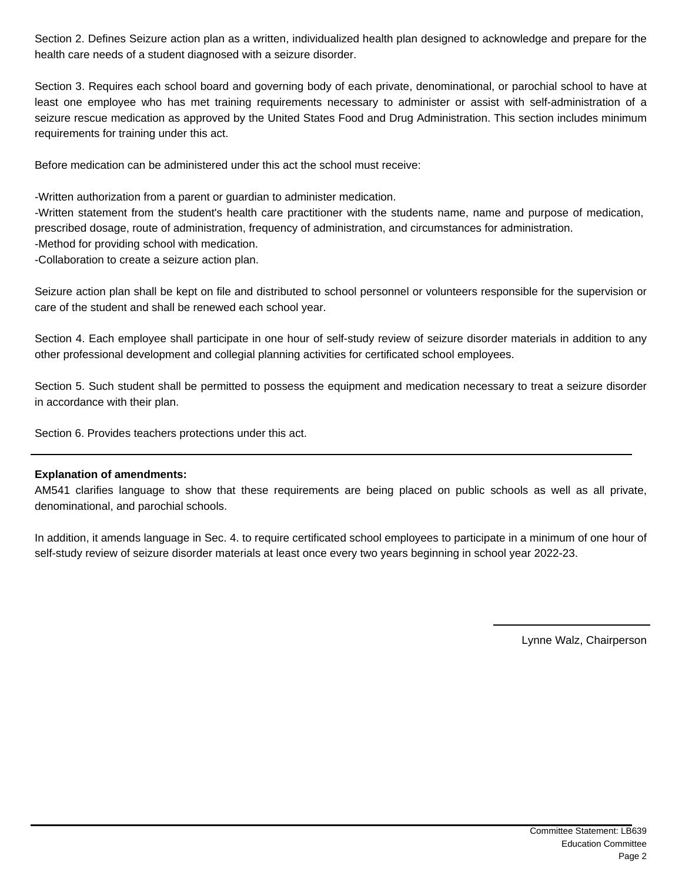Section 2. Defines Seizure action plan as a written, individualized health plan designed to acknowledge and prepare for the health care needs of a student diagnosed with a seizure disorder.

Section 3. Requires each school board and governing body of each private, denominational, or parochial school to have at least one employee who has met training requirements necessary to administer or assist with self-administration of a seizure rescue medication as approved by the United States Food and Drug Administration. This section includes minimum requirements for training under this act.

Before medication can be administered under this act the school must receive:

-Written authorization from a parent or guardian to administer medication.
-Written statement from the student's health care practitioner with the students name, name and purpose of medication, prescribed dosage, route of administration, frequency of administration, and circumstances for administration.
-Method for providing school with medication.
-Collaboration to create a seizure action plan.

Seizure action plan shall be kept on file and distributed to school personnel or volunteers responsible for the supervision or care of the student and shall be renewed each school year.

Section 4. Each employee shall participate in one hour of self-study review of seizure disorder materials in addition to any other professional development and collegial planning activities for certificated school employees.

Section 5. Such student shall be permitted to possess the equipment and medication necessary to treat a seizure disorder in accordance with their plan.

Section 6. Provides teachers protections under this act.

---

**Explanation of amendments:**
AM541 clarifies language to show that these requirements are being placed on public schools as well as all private, denominational, and parochial schools.

In addition, it amends language in Sec. 4. to require certificated school employees to participate in a minimum of one hour of self-study review of seizure disorder materials at least once every two years beginning in school year 2022-23.

Lynne Walz, Chairperson